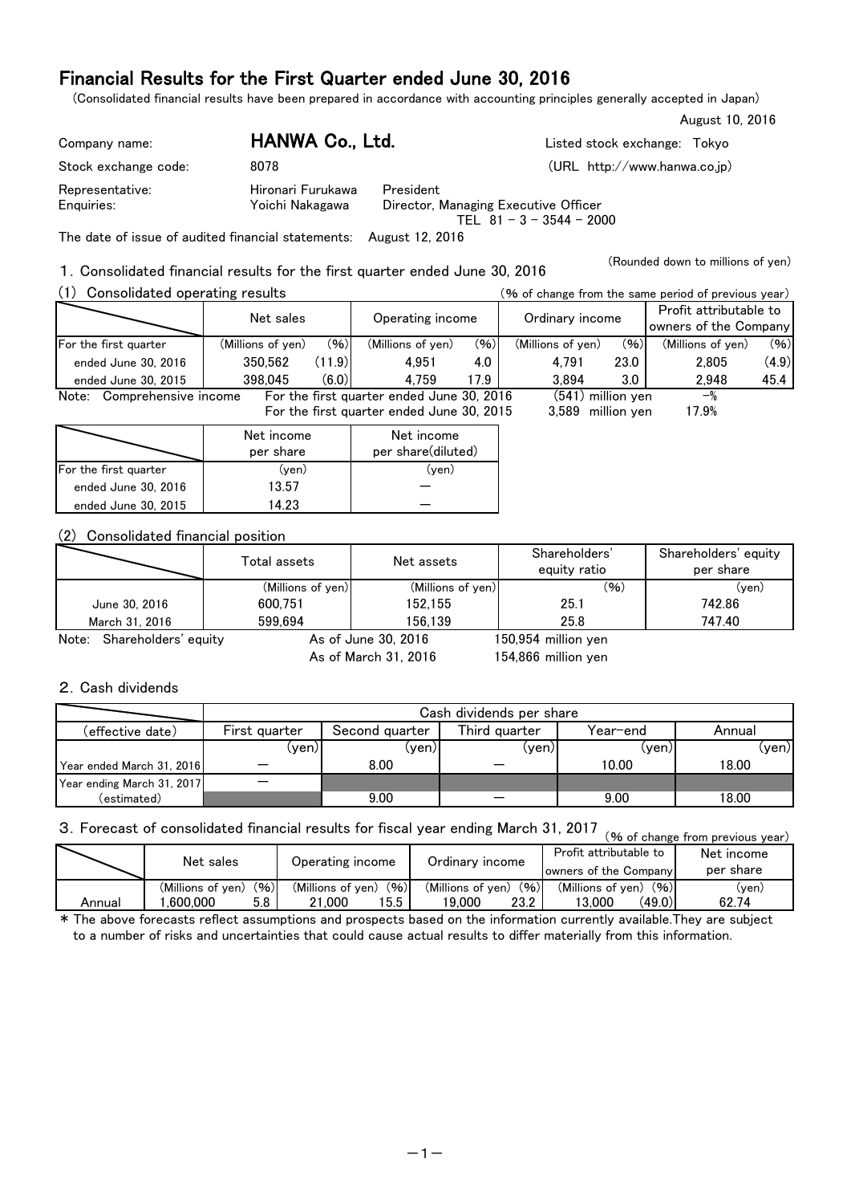# Financial Results for the First Quarter ended June 30, 2016

(Consolidated financial results have been prepared in accordance with accounting principles generally accepted in Japan)

August 10, 2016

| | | |
|---|---|---|
| Company name: | **HANWA Co., Ltd.** | Listed stock exchange: Tokyo |
| Stock exchange code: | 8078 | (URL http://www.hanwa.co.jp) |
| Representative: | Hironari Furukawa | President |
| Enquiries: | Yoichi Nakagawa | Director, Managing Executive Officer<br>TEL 81 - 3 - 3544 - 2000 |

The date of issue of audited financial statements: August 12, 2016

(Rounded down to millions of yen)

## 1. Consolidated financial results for the first quarter ended June 30, 2016

### (1) Consolidated operating results

(% of change from the same period of previous year)

| | Net sales | | Operating income | | Ordinary income | | Profit attributable to owners of the Company | |
|---|---|---|---|---|---|---|---|---|
| For the first quarter | (Millions of yen) | (%) | (Millions of yen) | (%) | (Millions of yen) | (%) | (Millions of yen) | (%) |
| ended June 30, 2016 | 350,562 | (11.9) | 4,951 | 4.0 | 4,791 | 23.0 | 2,805 | (4.9) |
| ended June 30, 2015 | 398,045 | (6.0) | 4,759 | 17.9 | 3,894 | 3.0 | 2,948 | 45.4 |

Note: Comprehensive income For the first quarter ended June 30, 2016 (541) million yen －%
For the first quarter ended June 30, 2015 3,589 million yen 17.9%

| | Net income per share | Net income per share(diluted) |
|---|---|---|
| For the first quarter | (yen) | (yen) |
| ended June 30, 2016 | 13.57 | － |
| ended June 30, 2015 | 14.23 | － |

### (2) Consolidated financial position

| | Total assets | Net assets | Shareholders' equity ratio | Shareholders' equity per share |
|---|---|---|---|---|
| | (Millions of yen) | (Millions of yen) | (%) | (yen) |
| June 30, 2016 | 600,751 | 152,155 | 25.1 | 742.86 |
| March 31, 2016 | 599,694 | 156,139 | 25.8 | 747.40 |

Note: Shareholders' equity As of June 30, 2016 150,954 million yen
As of March 31, 2016 154,866 million yen

## 2. Cash dividends

| | Cash dividends per share | | | | |
|---|---|---|---|---|---|
| (effective date) | First quarter | Second quarter | Third quarter | Year-end | Annual |
| | (yen) | (yen) | (yen) | (yen) | (yen) |
| Year ended March 31, 2016 | － | 8.00 | － | 10.00 | 18.00 |
| Year ending March 31, 2017 | － | | | | |
| (estimated) | | 9.00 | － | 9.00 | 18.00 |

## 3. Forecast of consolidated financial results for fiscal year ending March 31, 2017

(% of change from previous year)

| | Net sales | | Operating income | | Ordinary income | | Profit attributable to owners of the Company | | Net income per share |
|---|---|---|---|---|---|---|---|---|---|
| | (Millions of yen) | (%) | (Millions of yen) | (%) | (Millions of yen) | (%) | (Millions of yen) | (%) | (yen) |
| Annual | 1,600,000 | 5.8 | 21,000 | 15.5 | 19,000 | 23.2 | 13,000 | (49.0) | 62.74 |

* The above forecasts reflect assumptions and prospects based on the information currently available.They are subject to a number of risks and uncertainties that could cause actual results to differ materially from this information.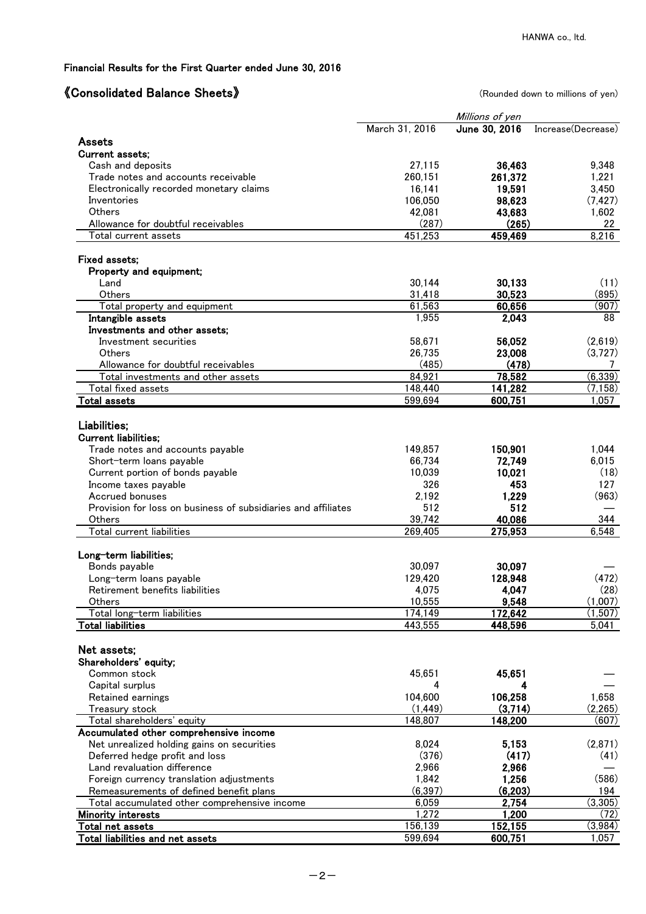Financial Results for the First Quarter ended June 30, 2016

## 《Consolidated Balance Sheets》

(Rounded down to millions of yen)

| | Millions of yen | | |
|---|---|---|---|
| | March 31, 2016 | **June 30, 2016** | Increase(Decrease) |
| **Assets** | | | |
| **Current assets;** | | | |
| Cash and deposits | 27,115 | **36,463** | 9,348 |
| Trade notes and accounts receivable | 260,151 | **261,372** | 1,221 |
| Electronically recorded monetary claims | 16,141 | **19,591** | 3,450 |
| Inventories | 106,050 | **98,623** | (7,427) |
| Others | 42,081 | **43,683** | 1,602 |
| Allowance for doubtful receivables | (287) | **(265)** | 22 |
| Total current assets | 451,253 | **459,469** | 8,216 |
| **Fixed assets;** | | | |
| **Property and equipment;** | | | |
| Land | 30,144 | **30,133** | (11) |
| Others | 31,418 | **30,523** | (895) |
| Total property and equipment | 61,563 | **60,656** | (907) |
| **Intangible assets** | 1,955 | **2,043** | 88 |
| **Investments and other assets;** | | | |
| Investment securities | 58,671 | **56,052** | (2,619) |
| Others | 26,735 | **23,008** | (3,727) |
| Allowance for doubtful receivables | (485) | **(478)** | 7 |
| Total investments and other assets | 84,921 | **78,582** | (6,339) |
| Total fixed assets | 148,440 | **141,282** | (7,158) |
| **Total assets** | 599,694 | **600,751** | 1,057 |
| **Liabilities;** | | | |
| **Current liabilities;** | | | |
| Trade notes and accounts payable | 149,857 | **150,901** | 1,044 |
| Short-term loans payable | 66,734 | **72,749** | 6,015 |
| Current portion of bonds payable | 10,039 | **10,021** | (18) |
| Income taxes payable | 326 | **453** | 127 |
| Accrued bonuses | 2,192 | **1,229** | (963) |
| Provision for loss on business of subsidiaries and affiliates | 512 | **512** | — |
| Others | 39,742 | **40,086** | 344 |
| Total current liabilities | 269,405 | **275,953** | 6,548 |
| **Long-term liabilities;** | | | |
| Bonds payable | 30,097 | **30,097** | — |
| Long-term loans payable | 129,420 | **128,948** | (472) |
| Retirement benefits liabilities | 4,075 | **4,047** | (28) |
| Others | 10,555 | **9,548** | (1,007) |
| Total long-term liabilities | 174,149 | **172,642** | (1,507) |
| **Total liabilities** | 443,555 | **448,596** | 5,041 |
| **Net assets;** | | | |
| **Shareholders' equity;** | | | |
| Common stock | 45,651 | **45,651** | — |
| Capital surplus | 4 | **4** | — |
| Retained earnings | 104,600 | **106,258** | 1,658 |
| Treasury stock | (1,449) | **(3,714)** | (2,265) |
| Total shareholders' equity | 148,807 | **148,200** | (607) |
| **Accumulated other comprehensive income** | | | |
| Net unrealized holding gains on securities | 8,024 | **5,153** | (2,871) |
| Deferred hedge profit and loss | (376) | **(417)** | (41) |
| Land revaluation difference | 2,966 | **2,966** | — |
| Foreign currency translation adjustments | 1,842 | **1,256** | (586) |
| Remeasurements of defined benefit plans | (6,397) | **(6,203)** | 194 |
| Total accumulated other comprehensive income | 6,059 | **2,754** | (3,305) |
| **Minority interests** | 1,272 | **1,200** | (72) |
| **Total net assets** | 156,139 | **152,155** | (3,984) |
| **Total liabilities and net assets** | 599,694 | **600,751** | 1,057 |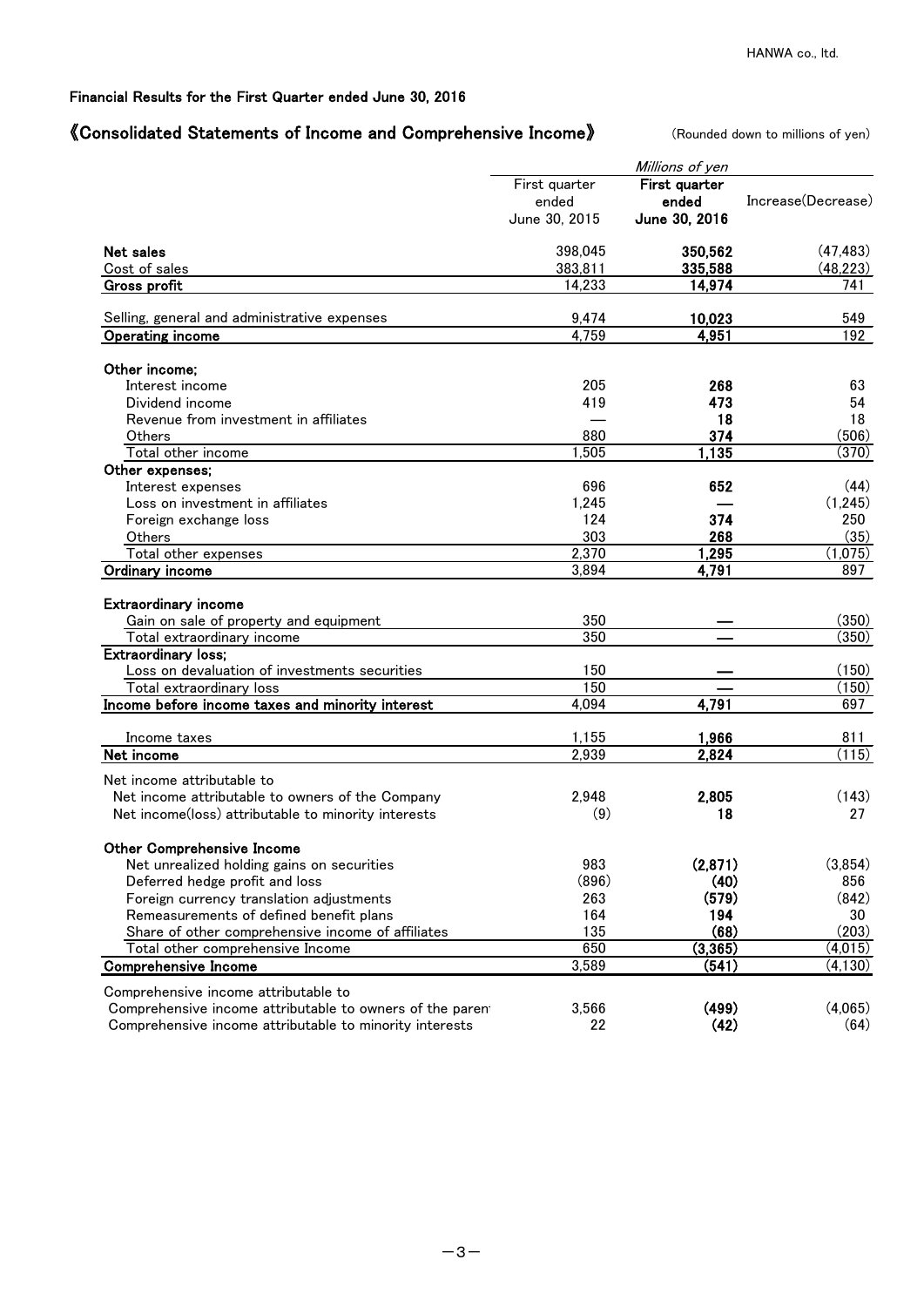HANWA co., ltd.

Financial Results for the First Quarter ended June 30, 2016

## 《Consolidated Statements of Income and Comprehensive Income》

(Rounded down to millions of yen)

| | *Millions of yen* | | |
|---|---|---|---|
| | First quarter ended June 30, 2015 | **First quarter ended June 30, 2016** | Increase(Decrease) |
| **Net sales** | 398,045 | **350,562** | (47,483) |
| Cost of sales | 383,811 | **335,588** | (48,223) |
| **Gross profit** | 14,233 | **14,974** | 741 |
| Selling, general and administrative expenses | 9,474 | **10,023** | 549 |
| **Operating income** | 4,759 | **4,951** | 192 |
| **Other income;** | | | |
| Interest income | 205 | **268** | 63 |
| Dividend income | 419 | **473** | 54 |
| Revenue from investment in affiliates | — | **18** | 18 |
| Others | 880 | **374** | (506) |
| Total other income | 1,505 | **1,135** | (370) |
| **Other expenses;** | | | |
| Interest expenses | 696 | **652** | (44) |
| Loss on investment in affiliates | 1,245 | **—** | (1,245) |
| Foreign exchange loss | 124 | **374** | 250 |
| Others | 303 | **268** | (35) |
| Total other expenses | 2,370 | **1,295** | (1,075) |
| **Ordinary income** | 3,894 | **4,791** | 897 |
| **Extraordinary income** | | | |
| Gain on sale of property and equipment | 350 | **—** | (350) |
| Total extraordinary income | 350 | **—** | (350) |
| **Extraordinary loss;** | | | |
| Loss on devaluation of investments securities | 150 | **—** | (150) |
| Total extraordinary loss | 150 | **—** | (150) |
| **Income before income taxes and minority interest** | 4,094 | **4,791** | 697 |
| Income taxes | 1,155 | **1,966** | 811 |
| **Net income** | 2,939 | **2,824** | (115) |
| Net income attributable to | | | |
| Net income attributable to owners of the Company | 2,948 | **2,805** | (143) |
| Net income(loss) attributable to minority interests | (9) | **18** | 27 |
| **Other Comprehensive Income** | | | |
| Net unrealized holding gains on securities | 983 | **(2,871)** | (3,854) |
| Deferred hedge profit and loss | (896) | **(40)** | 856 |
| Foreign currency translation adjustments | 263 | **(579)** | (842) |
| Remeasurements of defined benefit plans | 164 | **194** | 30 |
| Share of other comprehensive income of affiliates | 135 | **(68)** | (203) |
| Total other comprehensive Income | 650 | **(3,365)** | (4,015) |
| **Comprehensive Income** | 3,589 | **(541)** | (4,130) |
| Comprehensive income attributable to | | | |
| Comprehensive income attributable to owners of the paren | 3,566 | **(499)** | (4,065) |
| Comprehensive income attributable to minority interests | 22 | **(42)** | (64) |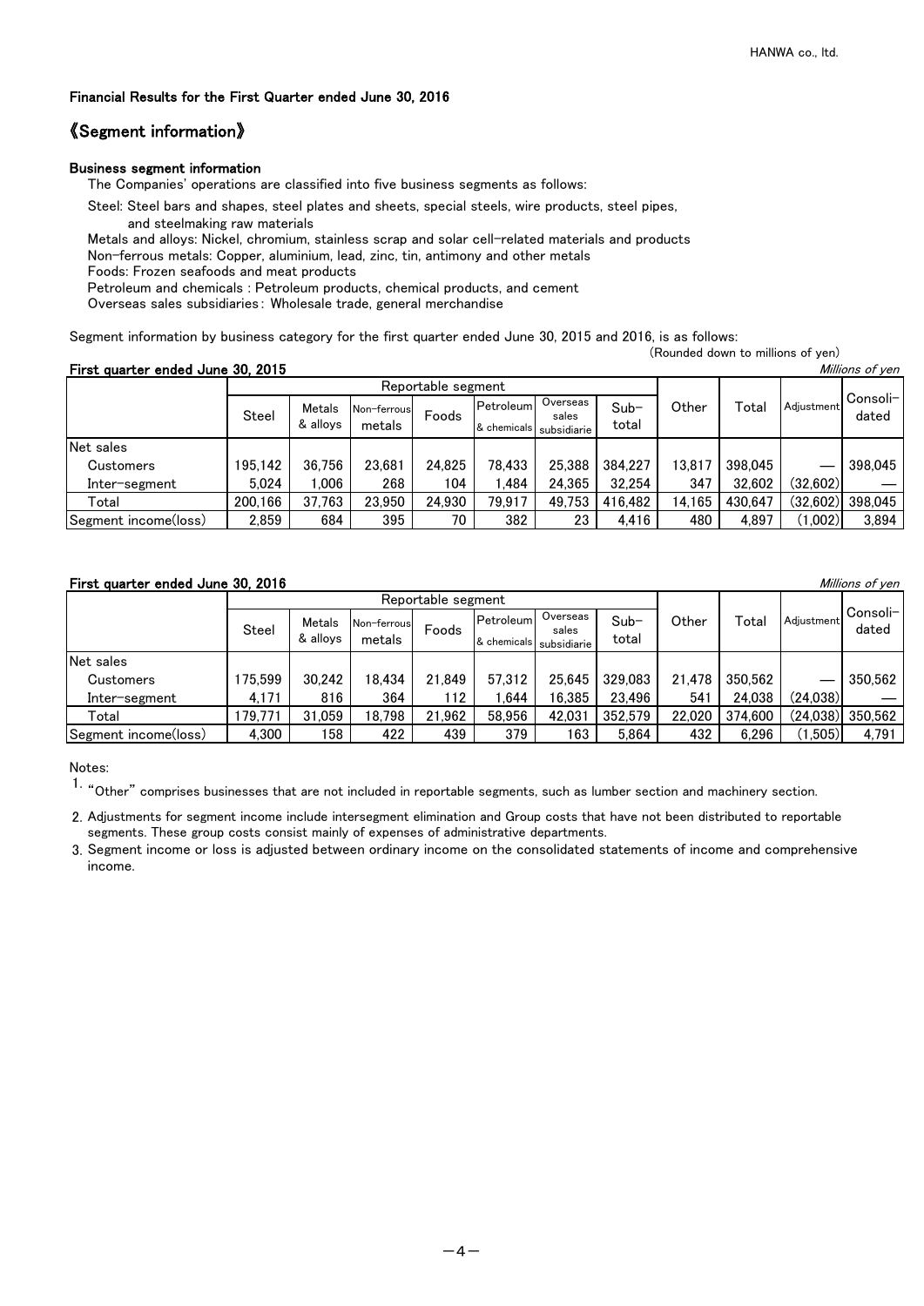HANWA co., ltd.

**Financial Results for the First Quarter ended June 30, 2016**

## 《Segment information》

**Business segment information**

The Companies' operations are classified into five business segments as follows:

Steel: Steel bars and shapes, steel plates and sheets, special steels, wire products, steel pipes, and steelmaking raw materials

Metals and alloys: Nickel, chromium, stainless scrap and solar cell-related materials and products

Non-ferrous metals: Copper, aluminium, lead, zinc, tin, antimony and other metals

Foods: Frozen seafoods and meat products

Petroleum and chemicals : Petroleum products, chemical products, and cement

Overseas sales subsidiaries : Wholesale trade, general merchandise

Segment information by business category for the first quarter ended June 30, 2015 and 2016, is as follows:

(Rounded down to millions of yen)

**First quarter ended June 30, 2015**

*Millions of yen*

| | Reportable segment | | | | | | | Other | Total | Adjustment | Consoli-dated |
|---|---|---|---|---|---|---|---|---|---|---|---|
| | Steel | Metals & alloys | Non-ferrous metals | Foods | Petroleum & chemicals | Overseas sales subsidiarie | Sub-total | | | | |
| Net sales | | | | | | | | | | | |
| Customers | 195,142 | 36,756 | 23,681 | 24,825 | 78,433 | 25,388 | 384,227 | 13,817 | 398,045 | — | 398,045 |
| Inter-segment | 5,024 | 1,006 | 268 | 104 | 1,484 | 24,365 | 32,254 | 347 | 32,602 | (32,602) | — |
| Total | 200,166 | 37,763 | 23,950 | 24,930 | 79,917 | 49,753 | 416,482 | 14,165 | 430,647 | (32,602) | 398,045 |
| Segment income(loss) | 2,859 | 684 | 395 | 70 | 382 | 23 | 4,416 | 480 | 4,897 | (1,002) | 3,894 |

**First quarter ended June 30, 2016**

*Millions of yen*

| | Reportable segment | | | | | | | Other | Total | Adjustment | Consoli-dated |
|---|---|---|---|---|---|---|---|---|---|---|---|
| | Steel | Metals & alloys | Non-ferrous metals | Foods | Petroleum & chemicals | Overseas sales subsidiarie | Sub-total | | | | |
| Net sales | | | | | | | | | | | |
| Customers | 175,599 | 30,242 | 18,434 | 21,849 | 57,312 | 25,645 | 329,083 | 21,478 | 350,562 | — | 350,562 |
| Inter-segment | 4,171 | 816 | 364 | 112 | 1,644 | 16,385 | 23,496 | 541 | 24,038 | (24,038) | — |
| Total | 179,771 | 31,059 | 18,798 | 21,962 | 58,956 | 42,031 | 352,579 | 22,020 | 374,600 | (24,038) | 350,562 |
| Segment income(loss) | 4,300 | 158 | 422 | 439 | 379 | 163 | 5,864 | 432 | 6,296 | (1,505) | 4,791 |

Notes:

1. "Other" comprises businesses that are not included in reportable segments, such as lumber section and machinery section.
2. Adjustments for segment income include intersegment elimination and Group costs that have not been distributed to reportable segments. These group costs consist mainly of expenses of administrative departments.
3. Segment income or loss is adjusted between ordinary income on the consolidated statements of income and comprehensive income.